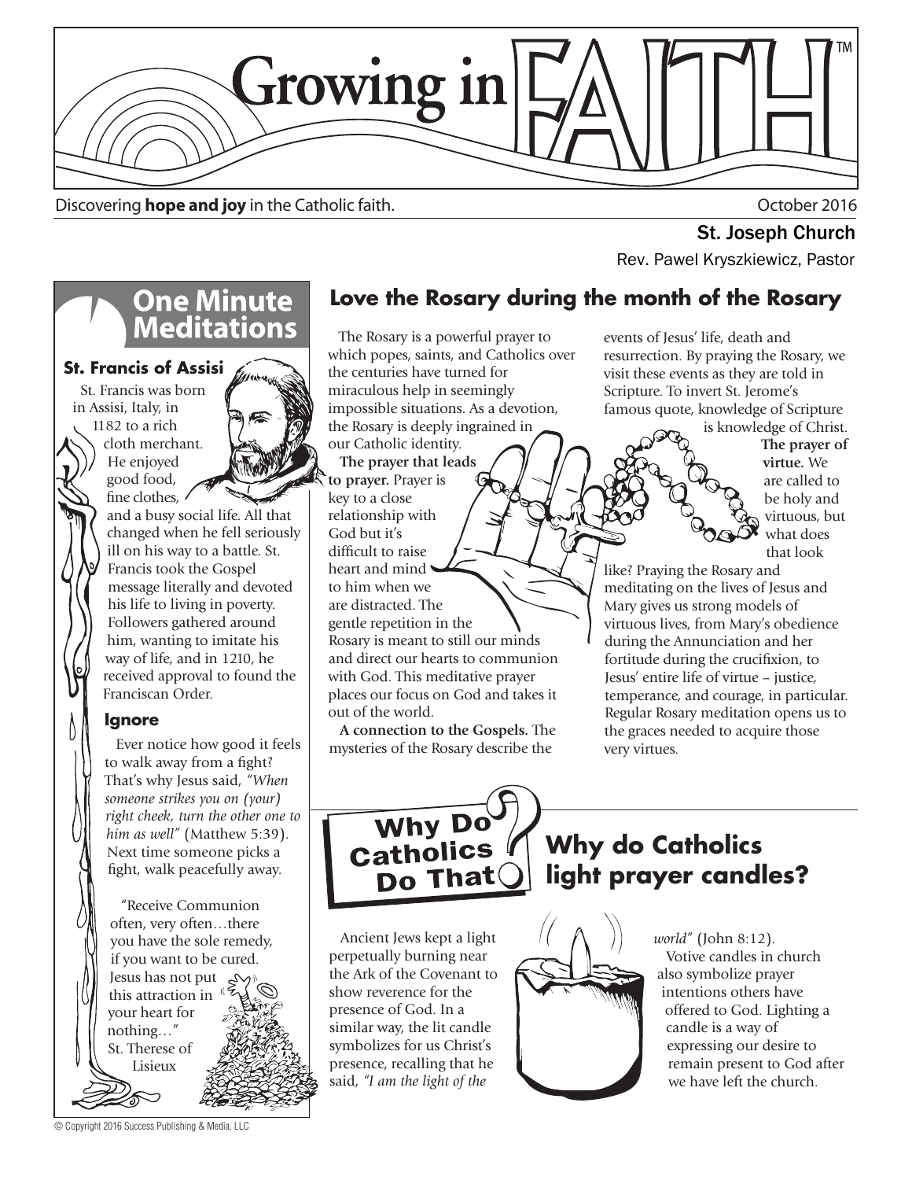# Growing in FAITH™

Discovering **hope and joy** in the Catholic faith.

October 2016

St. Joseph Church

Rev. Pawel Kryszkiewicz, Pastor

## One Minute Meditations

### St. Francis of Assisi

St. Francis was born in Assisi, Italy, in 1182 to a rich cloth merchant. He enjoyed good food, fine clothes, and a busy social life. All that changed when he fell seriously ill on his way to a battle. St. Francis took the Gospel message literally and devoted his life to living in poverty. Followers gathered around him, wanting to imitate his way of life, and in 1210, he received approval to found the Franciscan Order.

### Ignore

Ever notice how good it feels to walk away from a fight? That's why Jesus said, *"When someone strikes you on (your) right cheek, turn the other one to him as well"* (Matthew 5:39). Next time someone picks a fight, walk peacefully away.

"Receive Communion often, very often…there you have the sole remedy, if you want to be cured. Jesus has not put this attraction in your heart for nothing…"
St. Therese of Lisieux

## Love the Rosary during the month of the Rosary

The Rosary is a powerful prayer to which popes, saints, and Catholics over the centuries have turned for miraculous help in seemingly impossible situations. As a devotion, the Rosary is deeply ingrained in our Catholic identity.

**The prayer that leads to prayer.** Prayer is key to a close relationship with God but it's difficult to raise heart and mind to him when we are distracted. The gentle repetition in the Rosary is meant to still our minds and direct our hearts to communion with God. This meditative prayer places our focus on God and takes it out of the world.

**A connection to the Gospels.** The mysteries of the Rosary describe the events of Jesus' life, death and resurrection. By praying the Rosary, we visit these events as they are told in Scripture. To invert St. Jerome's famous quote, knowledge of Scripture is knowledge of Christ.

**The prayer of virtue.** We are called to be holy and virtuous, but what does that look like? Praying the Rosary and meditating on the lives of Jesus and Mary gives us strong models of virtuous lives, from Mary's obedience during the Annunciation and her fortitude during the crucifixion, to Jesus' entire life of virtue – justice, temperance, and courage, in particular. Regular Rosary meditation opens us to the graces needed to acquire those very virtues.

## Why Do Catholics Do That?

## Why do Catholics light prayer candles?

Ancient Jews kept a light perpetually burning near the Ark of the Covenant to show reverence for the presence of God. In a similar way, the lit candle symbolizes for us Christ's presence, recalling that he said, *"I am the light of the world"* (John 8:12).

Votive candles in church also symbolize prayer intentions others have offered to God. Lighting a candle is a way of expressing our desire to remain present to God after we have left the church.

© Copyright 2016 Success Publishing & Media, LLC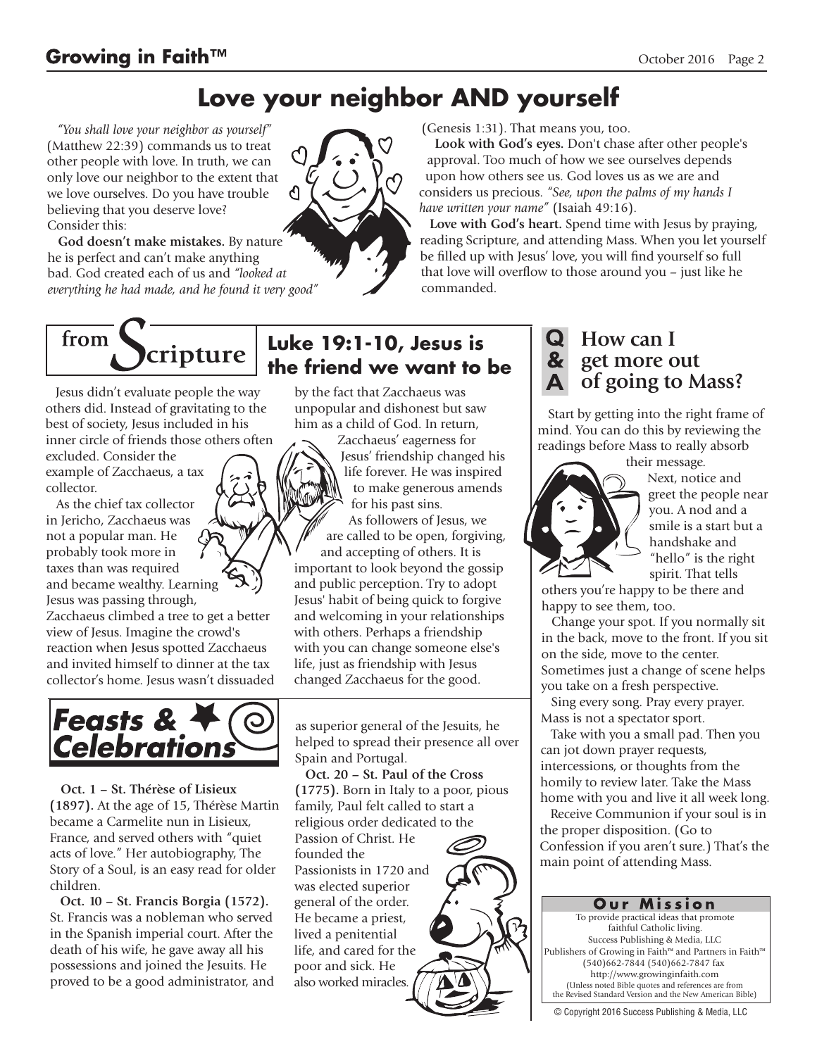# Love your neighbor AND yourself

*"You shall love your neighbor as yourself"* (Matthew 22:39) commands us to treat other people with love. In truth, we can only love our neighbor to the extent that we love ourselves. Do you have trouble believing that you deserve love? Consider this:

**God doesn't make mistakes.** By nature he is perfect and can't make anything bad. God created each of us and *"looked at everything he had made, and he found it very good"* (Genesis 1:31). That means you, too.

**Look with God's eyes.** Don't chase after other people's approval. Too much of how we see ourselves depends upon how others see us. God loves us as we are and considers us precious. *"See, upon the palms of my hands I have written your name"* (Isaiah 49:16).

**Love with God's heart.** Spend time with Jesus by praying, reading Scripture, and attending Mass. When you let yourself be filled up with Jesus' love, you will find yourself so full that love will overflow to those around you – just like he commanded.

## from Scripture — Luke 19:1-10, Jesus is the friend we want to be

Jesus didn't evaluate people the way others did. Instead of gravitating to the best of society, Jesus included in his inner circle of friends those others often excluded. Consider the example of Zacchaeus, a tax collector.

As the chief tax collector in Jericho, Zacchaeus was not a popular man. He probably took more in taxes than was required and became wealthy. Learning Jesus was passing through, Zacchaeus climbed a tree to get a better view of Jesus. Imagine the crowd's reaction when Jesus spotted Zacchaeus and invited himself to dinner at the tax collector's home. Jesus wasn't dissuaded by the fact that Zacchaeus was unpopular and dishonest but saw him as a child of God. In return, Zacchaeus' eagerness for Jesus' friendship changed his life forever. He was inspired to make generous amends for his past sins.

As followers of Jesus, we are called to be open, forgiving, and accepting of others. It is important to look beyond the gossip and public perception. Try to adopt Jesus' habit of being quick to forgive and welcoming in your relationships with others. Perhaps a friendship with you can change someone else's life, just as friendship with Jesus changed Zacchaeus for the good.

## Q & A: How can I get more out of going to Mass?

Start by getting into the right frame of mind. You can do this by reviewing the readings before Mass to really absorb their message.

Next, notice and greet the people near you. A nod and a smile is a start but a handshake and "hello" is the right spirit. That tells others you're happy to be there and happy to see them, too.

Change your spot. If you normally sit in the back, move to the front. If you sit on the side, move to the center. Sometimes just a change of scene helps you take on a fresh perspective.

Sing every song. Pray every prayer. Mass is not a spectator sport.

Take with you a small pad. Then you can jot down prayer requests, intercessions, or thoughts from the homily to review later. Take the Mass home with you and live it all week long.

Receive Communion if your soul is in the proper disposition. (Go to Confession if you aren't sure.) That's the main point of attending Mass.

## Feasts & Celebrations

**Oct. 1 – St. Thérèse of Lisieux (1897).** At the age of 15, Thérèse Martin became a Carmelite nun in Lisieux, France, and served others with "quiet acts of love." Her autobiography, The Story of a Soul, is an easy read for older children.

**Oct. 10 – St. Francis Borgia (1572).** St. Francis was a nobleman who served in the Spanish imperial court. After the death of his wife, he gave away all his possessions and joined the Jesuits. He proved to be a good administrator, and as superior general of the Jesuits, he helped to spread their presence all over Spain and Portugal.

**Oct. 20 – St. Paul of the Cross (1775).** Born in Italy to a poor, pious family, Paul felt called to start a religious order dedicated to the Passion of Christ. He founded the Passionists in 1720 and was elected superior general of the order. He became a priest, lived a penitential life, and cared for the poor and sick. He also worked miracles.

### Our Mission

To provide practical ideas that promote faithful Catholic living.
Success Publishing & Media, LLC
Publishers of Growing in Faith™ and Partners in Faith™
(540)662-7844 (540)662-7847 fax
http://www.growinginfaith.com
(Unless noted Bible quotes and references are from the Revised Standard Version and the New American Bible)

© Copyright 2016 Success Publishing & Media, LLC